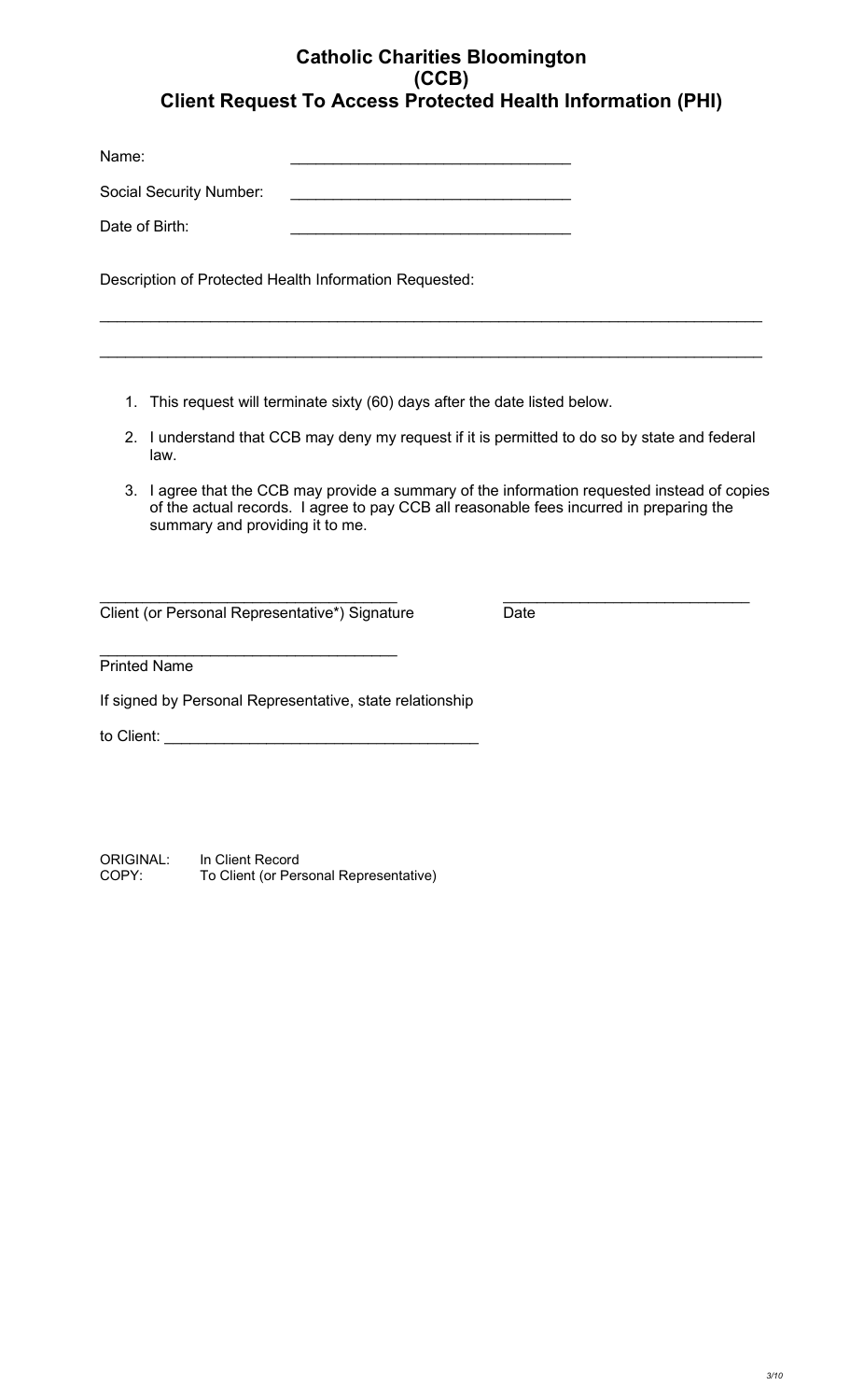# Catholic Charities Bloomington (CCB) Client Request To Access Protected Health Information (PHI)

Name: ________________________________

Social Security Number: ________________________________

Date of Birth: ________________________________

Description of Protected Health Information Requested:

______________________________________________________________________________

______________________________________________________________________________

1. This request will terminate sixty (60) days after the date listed below.
2. I understand that CCB may deny my request if it is permitted to do so by state and federal law.
3. I agree that the CCB may provide a summary of the information requested instead of copies of the actual records. I agree to pay CCB all reasonable fees incurred in preparing the summary and providing it to me.

___________________________________ ______________________________

Client (or Personal Representative*) Signature Date

___________________________________

Printed Name

If signed by Personal Representative, state relationship

to Client: ____________________________________

ORIGINAL: In Client Record
COPY: To Client (or Personal Representative)

3/10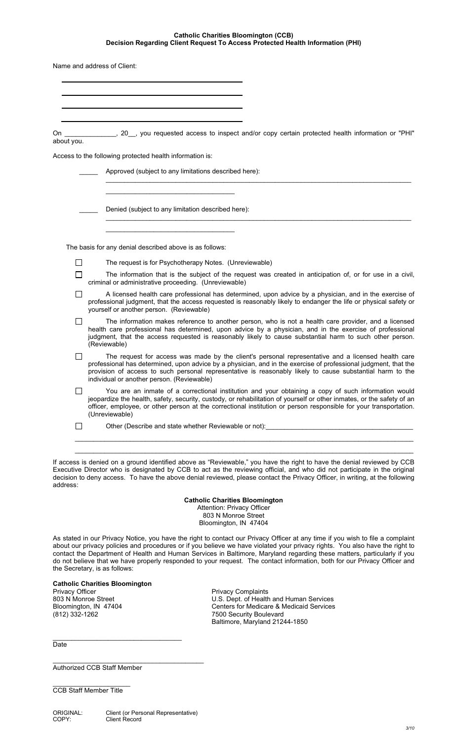**Catholic Charities Bloomington (CCB)**
**Decision Regarding Client Request To Access Protected Health Information (PHI)**

Name and address of Client:

\_\_\_\_\_\_\_\_\_\_\_\_\_\_\_\_\_\_\_\_\_\_\_\_\_\_\_\_\_\_\_\_\_\_\_\_\_\_\_\_

\_\_\_\_\_\_\_\_\_\_\_\_\_\_\_\_\_\_\_\_\_\_\_\_\_\_\_\_\_\_\_\_\_\_\_\_\_\_\_\_

\_\_\_\_\_\_\_\_\_\_\_\_\_\_\_\_\_\_\_\_\_\_\_\_\_\_\_\_\_\_\_\_\_\_\_\_\_\_\_\_

\_\_\_\_\_\_\_\_\_\_\_\_\_\_\_\_\_\_\_\_\_\_\_\_\_\_\_\_\_\_\_\_\_\_\_\_\_\_\_\_

On \_\_\_\_\_\_\_\_\_\_\_\_\_\_, 20\_\_, you requested access to inspect and/or copy certain protected health information or "PHI" about you.

Access to the following protected health information is:

\_\_\_\_\_ Approved (subject to any limitations described here): \_\_\_\_\_\_\_\_\_\_\_\_\_\_\_\_\_\_\_\_\_\_\_\_\_\_\_\_\_\_\_\_\_\_\_\_\_\_\_\_\_\_\_\_\_\_\_\_\_\_\_\_\_\_\_\_\_\_\_\_\_\_\_\_\_\_\_\_\_\_ \_\_\_\_\_\_\_\_\_\_\_\_\_\_\_\_\_\_\_\_\_\_\_\_\_\_\_\_\_\_\_\_\_\_

\_\_\_\_\_ Denied (subject to any limitation described here): \_\_\_\_\_\_\_\_\_\_\_\_\_\_\_\_\_\_\_\_\_\_\_\_\_\_\_\_\_\_\_\_\_\_\_\_\_\_\_\_\_\_\_\_\_\_\_\_\_\_\_\_\_\_\_\_\_\_\_\_\_\_\_\_\_\_\_\_\_\_ \_\_\_\_\_\_\_\_\_\_\_\_\_\_\_\_\_\_\_\_\_\_\_\_\_\_\_\_\_\_\_\_\_\_

The basis for any denial described above is as follows:

- ☐ The request is for Psychotherapy Notes. (Unreviewable)
- ☐ The information that is the subject of the request was created in anticipation of, or for use in a civil, criminal or administrative proceeding. (Unreviewable)
- ☐ A licensed health care professional has determined, upon advice by a physician, and in the exercise of professional judgment, that the access requested is reasonably likely to endanger the life or physical safety or yourself or another person. (Reviewable)
- ☐ The information makes reference to another person, who is not a health care provider, and a licensed health care professional has determined, upon advice by a physician, and in the exercise of professional judgment, that the access requested is reasonably likely to cause substantial harm to such other person. (Reviewable)
- ☐ The request for access was made by the client's personal representative and a licensed health care professional has determined, upon advice by a physician, and in the exercise of professional judgment, that the provision of access to such personal representative is reasonably likely to cause substantial harm to the individual or another person. (Reviewable)
- ☐ You are an inmate of a correctional institution and your obtaining a copy of such information would jeopardize the health, safety, security, custody, or rehabilitation of yourself or other inmates, or the safety of an officer, employee, or other person at the correctional institution or person responsible for your transportation. (Unreviewable)
- ☐ Other (Describe and state whether Reviewable or not):\_\_\_\_\_\_\_\_\_\_\_\_\_\_\_\_\_\_\_\_\_\_\_\_\_\_\_\_\_\_\_\_\_\_\_\_\_\_\_\_

\_\_\_\_\_\_\_\_\_\_\_\_\_\_\_\_\_\_\_\_\_\_\_\_\_\_\_\_\_\_\_\_\_\_\_\_\_\_\_\_\_\_\_\_\_\_\_\_\_\_\_\_\_\_\_\_\_\_\_\_\_\_\_\_\_\_\_\_\_\_\_\_\_\_\_\_\_\_\_\_\_\_\_\_\_\_\_\_\_\_

\_\_\_\_\_\_\_\_\_\_\_\_\_\_\_\_\_\_\_\_\_\_\_\_\_\_\_\_\_\_\_\_\_\_\_\_\_\_\_\_\_\_\_\_\_\_\_\_\_\_\_\_\_\_\_\_\_\_\_\_\_\_\_\_\_\_\_\_\_\_\_\_\_\_\_\_\_\_\_\_\_\_\_\_\_\_\_\_\_\_

If access is denied on a ground identified above as "Reviewable," you have the right to have the denial reviewed by CCB Executive Director who is designated by CCB to act as the reviewing official, and who did not participate in the original decision to deny access. To have the above denial reviewed, please contact the Privacy Officer, in writing, at the following address:

**Catholic Charities Bloomington**
Attention: Privacy Officer
803 N Monroe Street
Bloomington, IN 47404

As stated in our Privacy Notice, you have the right to contact our Privacy Officer at any time if you wish to file a complaint about our privacy policies and procedures or if you believe we have violated your privacy rights. You also have the right to contact the Department of Health and Human Services in Baltimore, Maryland regarding these matters, particularly if you do not believe that we have properly responded to your request. The contact information, both for our Privacy Officer and the Secretary, is as follows:

**Catholic Charities Bloomington**
Privacy Officer
803 N Monroe Street
Bloomington, IN 47404
(812) 332-1262

Privacy Complaints
U.S. Dept. of Health and Human Services
Centers for Medicare & Medicaid Services
7500 Security Boulevard
Baltimore, Maryland 21244-1850

\_\_\_\_\_\_\_\_\_\_\_\_\_\_\_\_\_\_\_\_\_\_\_\_\_\_\_\_\_\_\_\_\_\_
Date

\_\_\_\_\_\_\_\_\_\_\_\_\_\_\_\_\_\_\_\_\_\_\_\_\_\_\_\_\_\_\_\_\_\_\_\_\_\_\_\_
Authorized CCB Staff Member

\_\_\_\_\_\_\_\_\_\_\_\_\_\_\_\_\_\_\_\_\_\_
CCB Staff Member Title

ORIGINAL: Client (or Personal Representative)
COPY: Client Record

3/10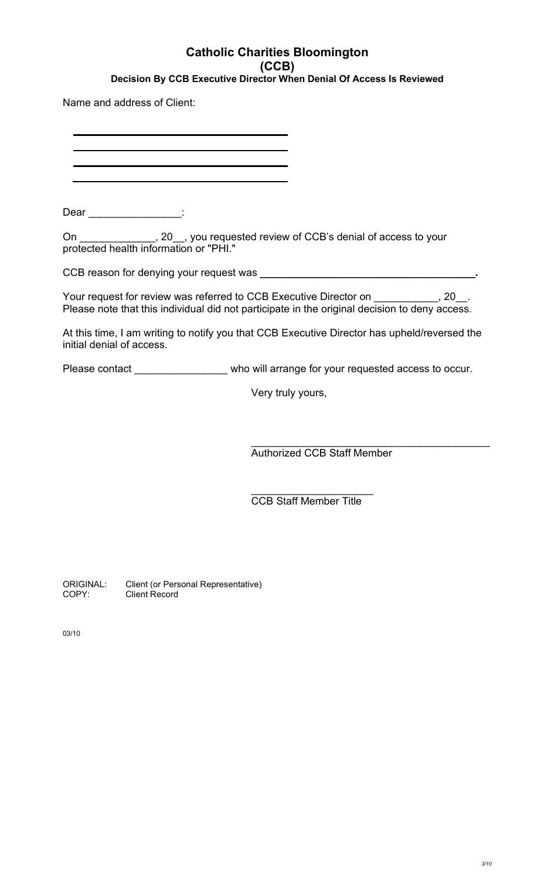# Catholic Charities Bloomington
# (CCB)
### Decision By CCB Executive Director When Denial Of Access Is Reviewed

Name and address of Client:

\_\_\_\_\_\_\_\_\_\_\_\_\_\_\_\_\_\_\_\_\_\_\_\_\_\_\_\_\_\_\_\_\_\_\_\_\_\_\_\_

\_\_\_\_\_\_\_\_\_\_\_\_\_\_\_\_\_\_\_\_\_\_\_\_\_\_\_\_\_\_\_\_\_\_\_\_\_\_\_\_

\_\_\_\_\_\_\_\_\_\_\_\_\_\_\_\_\_\_\_\_\_\_\_\_\_\_\_\_\_\_\_\_\_\_\_\_\_\_\_\_

\_\_\_\_\_\_\_\_\_\_\_\_\_\_\_\_\_\_\_\_\_\_\_\_\_\_\_\_\_\_\_\_\_\_\_\_\_\_\_\_

Dear \_\_\_\_\_\_\_\_\_\_\_\_\_\_\_\_:

On \_\_\_\_\_\_\_\_\_\_\_\_\_, 20\_\_, you requested review of CCB's denial of access to your protected health information or "PHI."

CCB reason for denying your request was **\_\_\_\_\_\_\_\_\_\_\_\_\_\_\_\_\_\_\_\_\_\_\_\_\_\_\_\_\_\_\_\_\_\_\_\_\_\_.**

Your request for review was referred to CCB Executive Director on \_\_\_\_\_\_\_\_\_\_\_, 20\_\_. Please note that this individual did not participate in the original decision to deny access.

At this time, I am writing to notify you that CCB Executive Director has upheld/reversed the initial denial of access.

Please contact \_\_\_\_\_\_\_\_\_\_\_\_\_\_\_\_ who will arrange for your requested access to occur.

Very truly yours,

\_\_\_\_\_\_\_\_\_\_\_\_\_\_\_\_\_\_\_\_\_\_\_\_\_\_\_\_\_\_\_\_\_\_\_\_\_\_\_\_\_\_\_

Authorized CCB Staff Member

\_\_\_\_\_\_\_\_\_\_\_\_\_\_\_\_\_\_\_\_\_

CCB Staff Member Title

ORIGINAL: Client (or Personal Representative)
COPY: Client Record

03/10